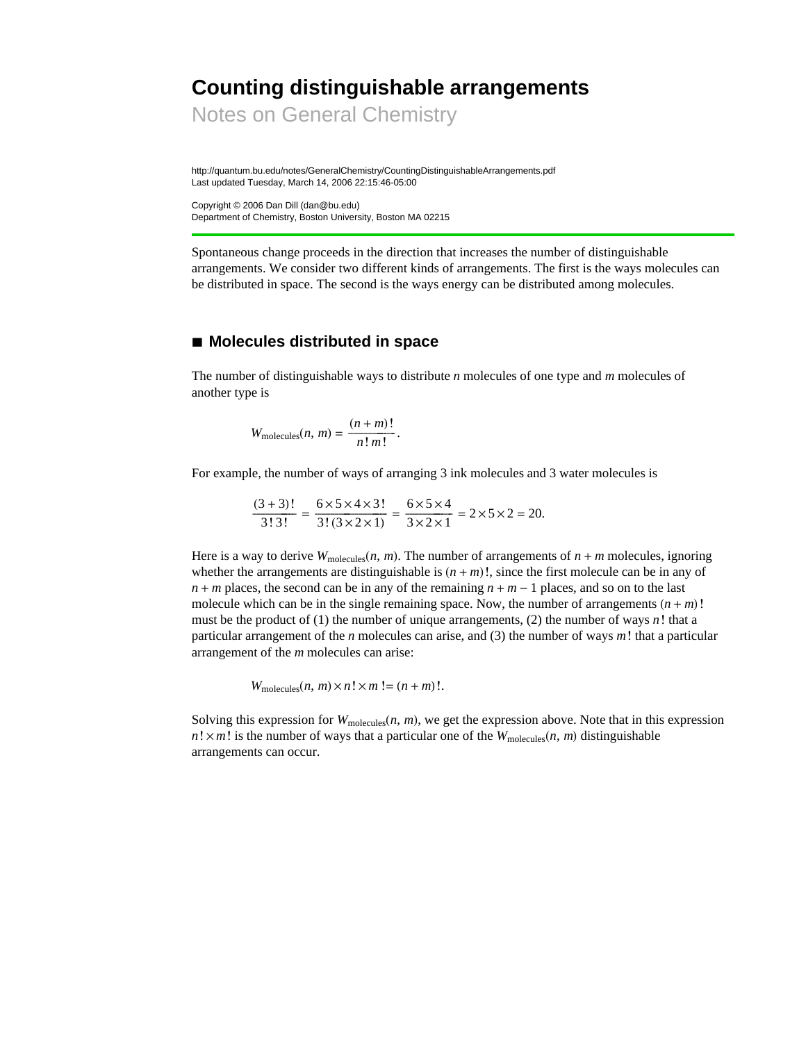# Counting distinguishable arrangements

Notes on General Chemistry

http://quantum.bu.edu/notes/GeneralChemistry/CountingDistinguishableArrangements.pdf
Last updated Tuesday, March 14, 2006 22:15:46-05:00

Copyright © 2006 Dan Dill (dan@bu.edu)
Department of Chemistry, Boston University, Boston MA 02215

---

Spontaneous change proceeds in the direction that increases the number of distinguishable arrangements. We consider two different kinds of arrangements. The first is the ways molecules can be distributed in space. The second is the ways energy can be distributed among molecules.

## ■ Molecules distributed in space

The number of distinguishable ways to distribute $n$ molecules of one type and $m$ molecules of another type is

$$W_{\text{molecules}}(n, m) = \frac{(n+m)!}{n!\,m!}.$$

For example, the number of ways of arranging 3 ink molecules and 3 water molecules is

$$\frac{(3+3)!}{3!\,3!} = \frac{6\times 5\times 4\times 3!}{3!\,(3\times 2\times 1)} = \frac{6\times 5\times 4}{3\times 2\times 1} = 2\times 5\times 2 = 20.$$

Here is a way to derive $W_{\text{molecules}}(n, m)$. The number of arrangements of $n+m$ molecules, ignoring whether the arrangements are distinguishable is $(n+m)!$, since the first molecule can be in any of $n+m$ places, the second can be in any of the remaining $n+m-1$ places, and so on to the last molecule which can be in the single remaining space. Now, the number of arrangements $(n+m)!$ must be the product of (1) the number of unique arrangements, (2) the number of ways $n!$ that a particular arrangement of the $n$ molecules can arise, and (3) the number of ways $m!$ that a particular arrangement of the $m$ molecules can arise:

$$W_{\text{molecules}}(n, m)\times n!\times m\,! = (n+m)!.$$

Solving this expression for $W_{\text{molecules}}(n, m)$, we get the expression above. Note that in this expression $n!\times m!$ is the number of ways that a particular one of the $W_{\text{molecules}}(n, m)$ distinguishable arrangements can occur.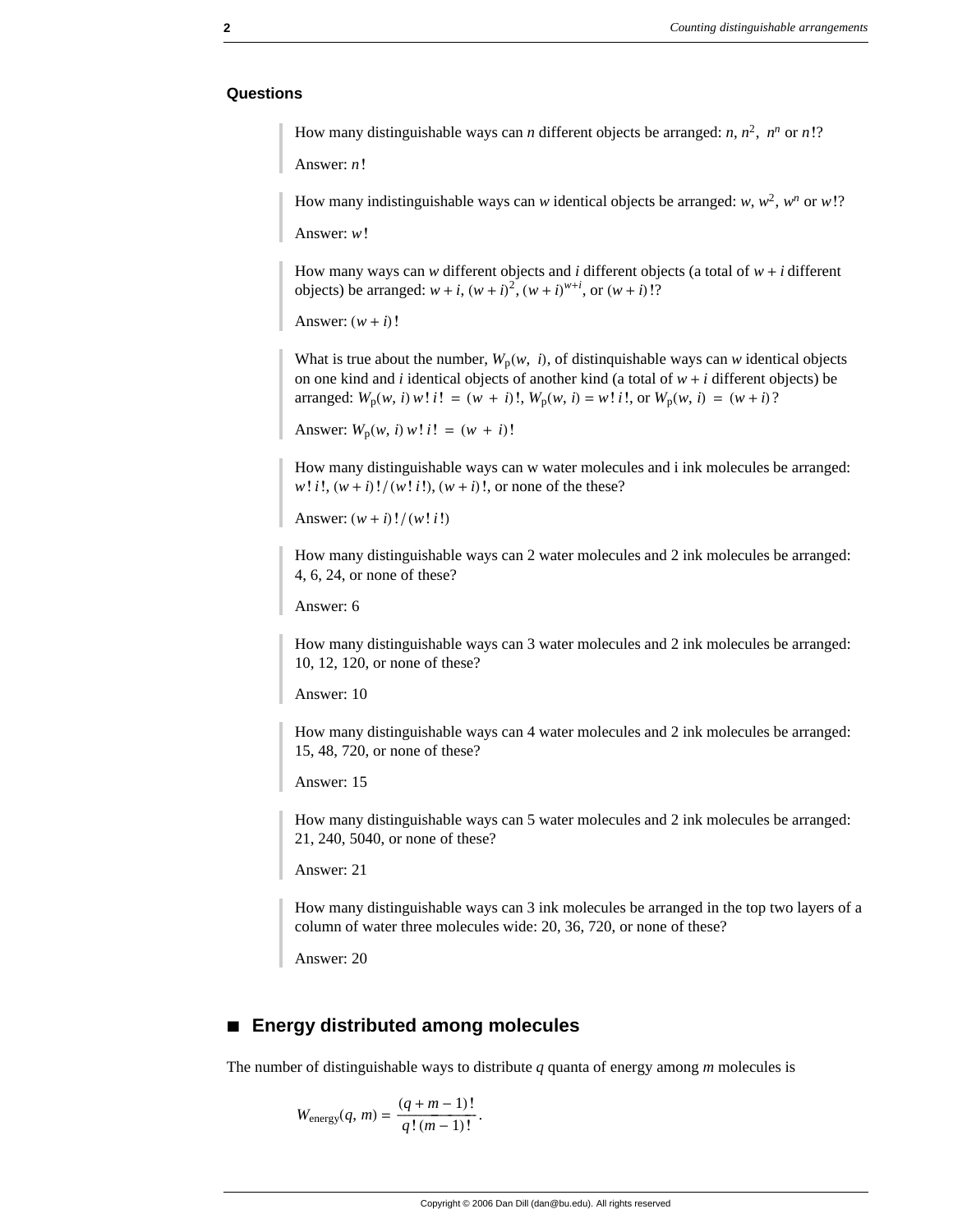### Questions

> How many distinguishable ways can $n$ different objects be arranged: $n$, $n^2$, $n^n$ or $n!$?
>
> Answer: $n!$

> How many indistinguishable ways can $w$ identical objects be arranged: $w$, $w^2$, $w^n$ or $w!$?
>
> Answer: $w!$

> How many ways can $w$ different objects and $i$ different objects (a total of $w + i$ different objects) be arranged: $w + i$, $(w + i)^2$, $(w + i)^{w+i}$, or $(w + i)!$?
>
> Answer: $(w + i)!$

> What is true about the number, $W_p(w, i)$, of distinquishable ways can $w$ identical objects on one kind and $i$ identical objects of another kind (a total of $w + i$ different objects) be arranged: $W_p(w, i)\, w!\, i! = (w + i)!$, $W_p(w, i) = w!\, i!$, or $W_p(w, i) = (w + i)$?
>
> Answer: $W_p(w, i)\, w!\, i! = (w + i)!$

> How many distinguishable ways can w water molecules and i ink molecules be arranged: $w!\, i!$, $(w + i)!/(w!\, i!)$, $(w + i)!$, or none of the these?
>
> Answer: $(w + i)!/(w!\, i!)$

> How many distinguishable ways can 2 water molecules and 2 ink molecules be arranged: 4, 6, 24, or none of these?
>
> Answer: 6

> How many distinguishable ways can 3 water molecules and 2 ink molecules be arranged: 10, 12, 120, or none of these?
>
> Answer: 10

> How many distinguishable ways can 4 water molecules and 2 ink molecules be arranged: 15, 48, 720, or none of these?
>
> Answer: 15

> How many distinguishable ways can 5 water molecules and 2 ink molecules be arranged: 21, 240, 5040, or none of these?
>
> Answer: 21

> How many distinguishable ways can 3 ink molecules be arranged in the top two layers of a column of water three molecules wide: 20, 36, 720, or none of these?
>
> Answer: 20

## ■ Energy distributed among molecules

The number of distinguishable ways to distribute $q$ quanta of energy among $m$ molecules is

$$W_{\text{energy}}(q, m) = \frac{(q + m - 1)!}{q!\,(m - 1)!}.$$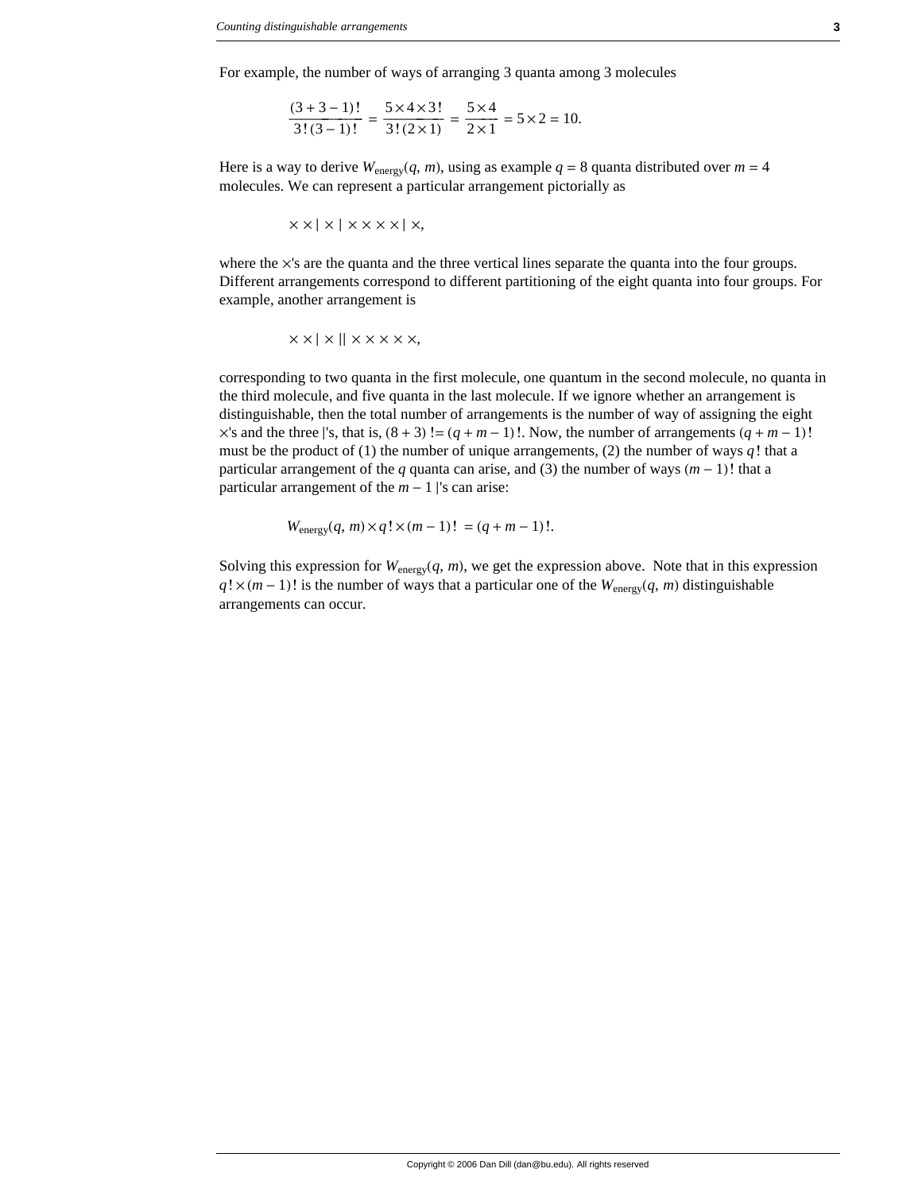For example, the number of ways of arranging 3 quanta among 3 molecules

$$\frac{(3+3-1)!}{3!(3-1)!} = \frac{5\times4\times3!}{3!(2\times1)} = \frac{5\times4}{2\times1} = 5\times2 = 10.$$

Here is a way to derive $W_{\text{energy}}(q, m)$, using as example $q = 8$ quanta distributed over $m = 4$ molecules. We can represent a particular arrangement pictorially as

$$\times\times \mid \times \mid \times\times\times\times \mid \times,$$

where the $\times$'s are the quanta and the three vertical lines separate the quanta into the four groups. Different arrangements correspond to different partitioning of the eight quanta into four groups. For example, another arrangement is

$$\times\times \mid \times \mid\mid \times\times\times\times\times,$$

corresponding to two quanta in the first molecule, one quantum in the second molecule, no quanta in the third molecule, and five quanta in the last molecule. If we ignore whether an arrangement is distinguishable, then the total number of arrangements is the number of way of assigning the eight $\times$'s and the three |'s, that is, $(8+3)! = (q+m-1)!$. Now, the number of arrangements $(q+m-1)!$ must be the product of (1) the number of unique arrangements, (2) the number of ways $q!$ that a particular arrangement of the $q$ quanta can arise, and (3) the number of ways $(m-1)!$ that a particular arrangement of the $m-1$ |'s can arise:

$$W_{\text{energy}}(q, m)\times q!\times(m-1)! = (q+m-1)!.$$

Solving this expression for $W_{\text{energy}}(q, m)$, we get the expression above. Note that in this expression $q!\times(m-1)!$ is the number of ways that a particular one of the $W_{\text{energy}}(q, m)$ distinguishable arrangements can occur.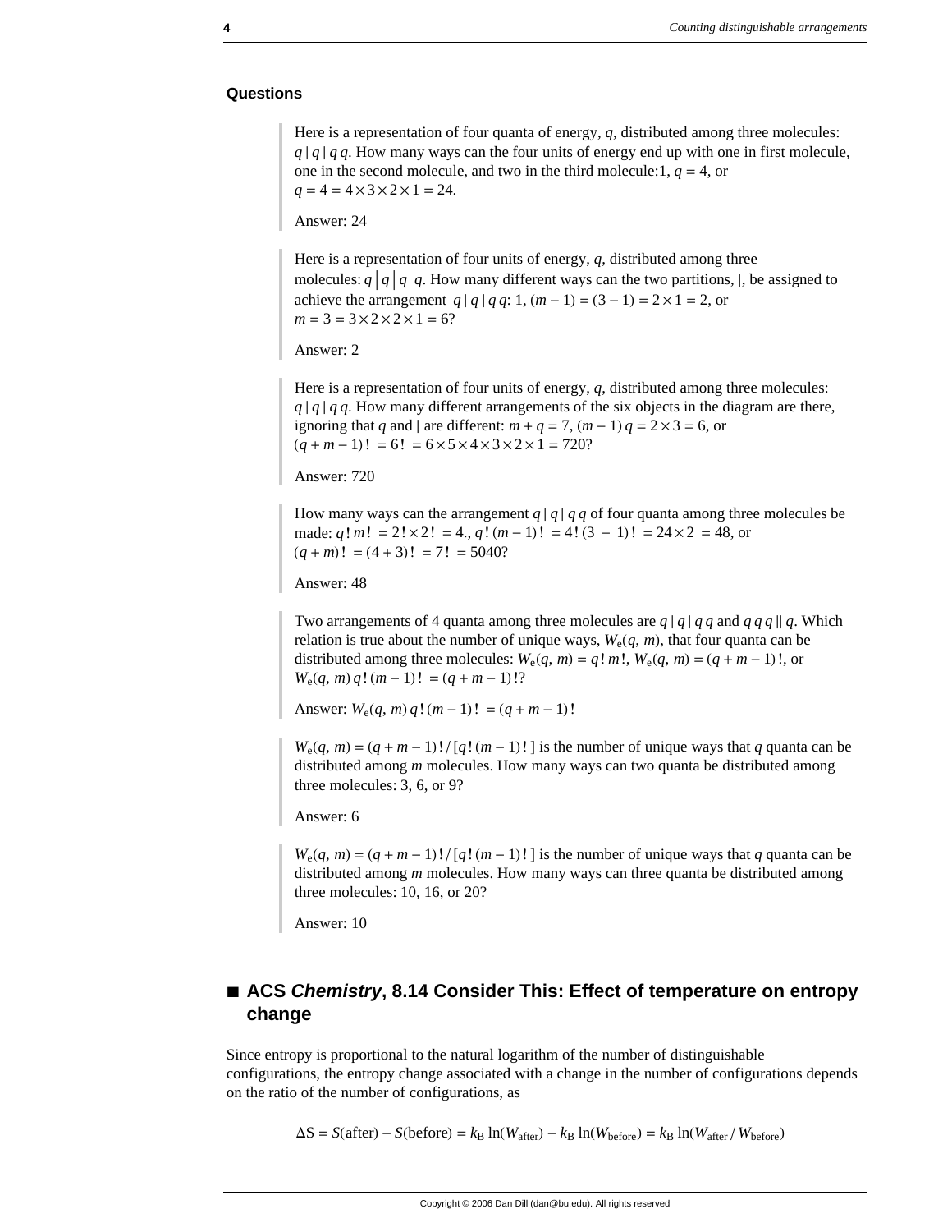### Questions

> Here is a representation of four quanta of energy, $q$, distributed among three molecules: $q \mid q \mid q\,q$. How many ways can the four units of energy end up with one in first molecule, one in the second molecule, and two in the third molecule:1, $q = 4$, or $q = 4 = 4 \times 3 \times 2 \times 1 = 24$.
>
> Answer: 24

> Here is a representation of four units of energy, $q$, distributed among three molecules: $q \,\big|\, q \,\big|\, q\;\; q$. How many different ways can the two partitions, |, be assigned to achieve the arrangement $q \mid q \mid q\,q$: 1, $(m-1) = (3-1) = 2 \times 1 = 2$, or $m = 3 = 3 \times 2 \times 2 \times 1 = 6$?
>
> Answer: 2

> Here is a representation of four units of energy, $q$, distributed among three molecules: $q \mid q \mid q\,q$. How many different arrangements of the six objects in the diagram are there, ignoring that $q$ and | are different: $m + q = 7$, $(m-1)\,q = 2 \times 3 = 6$, or $(q + m - 1)\,! = 6\,! = 6 \times 5 \times 4 \times 3 \times 2 \times 1 = 720$?
>
> Answer: 720

> How many ways can the arrangement $q \mid q \mid q\,q$ of four quanta among three molecules be made: $q\,!\,m\,! = 2\,! \times 2\,! = 4.$, $q\,!\,(m-1)\,! = 4\,!\,(3 - 1)\,! = 24 \times 2 = 48$, or $(q + m)\,! = (4 + 3)\,! = 7\,! = 5040$?
>
> Answer: 48

> Two arrangements of 4 quanta among three molecules are $q \mid q \mid q\,q$ and $q\,q\,q \,\|\, q$. Which relation is true about the number of unique ways, $W_e(q, m)$, that four quanta can be distributed among three molecules: $W_e(q, m) = q\,!\,m\,!$, $W_e(q, m) = (q + m - 1)\,!$, or $W_e(q, m)\,q\,!\,(m-1)\,! = (q + m - 1)\,!$?
>
> Answer: $W_e(q, m)\,q\,!\,(m-1)\,! = (q + m - 1)\,!$

> $W_e(q, m) = (q + m - 1)\,! / [q\,!\,(m-1)\,!\,]$ is the number of unique ways that $q$ quanta can be distributed among $m$ molecules. How many ways can two quanta be distributed among three molecules: 3, 6, or 9?
>
> Answer: 6

> $W_e(q, m) = (q + m - 1)\,! / [q\,!\,(m-1)\,!\,]$ is the number of unique ways that $q$ quanta can be distributed among $m$ molecules. How many ways can three quanta be distributed among three molecules: 10, 16, or 20?
>
> Answer: 10

## ■ ACS *Chemistry*, 8.14 Consider This: Effect of temperature on entropy change

Since entropy is proportional to the natural logarithm of the number of distinguishable configurations, the entropy change associated with a change in the number of configurations depends on the ratio of the number of configurations, as

$$\Delta S = S(\text{after}) - S(\text{before}) = k_B \ln(W_{\text{after}}) - k_B \ln(W_{\text{before}}) = k_B \ln(W_{\text{after}} / W_{\text{before}})$$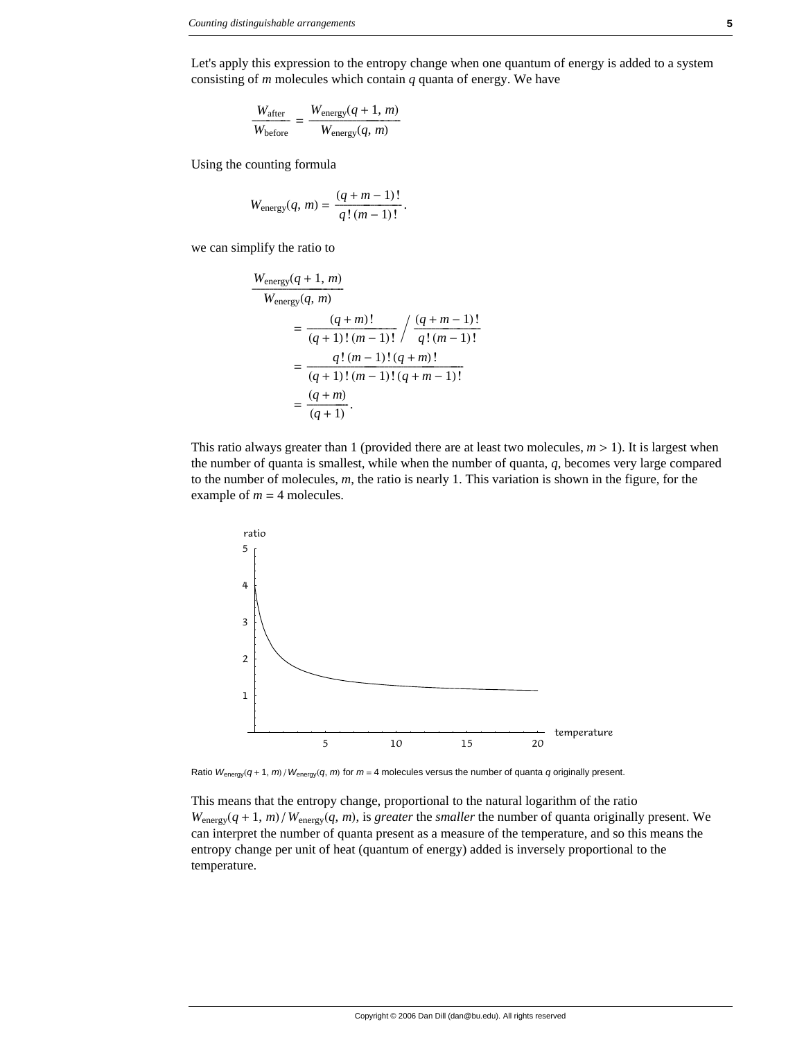Let's apply this expression to the entropy change when one quantum of energy is added to a system consisting of $m$ molecules which contain $q$ quanta of energy. We have

$$\frac{W_{\text{after}}}{W_{\text{before}}} = \frac{W_{\text{energy}}(q+1,\, m)}{W_{\text{energy}}(q,\, m)}$$

Using the counting formula

$$W_{\text{energy}}(q,\, m) = \frac{(q+m-1)!}{q!\,(m-1)!}.$$

we can simplify the ratio to

$$\begin{aligned}
&\frac{W_{\text{energy}}(q+1,\, m)}{W_{\text{energy}}(q,\, m)} \\
&\qquad = \frac{(q+m)!}{(q+1)!\,(m-1)!} \Big/ \frac{(q+m-1)!}{q!\,(m-1)!} \\
&\qquad = \frac{q!\,(m-1)!\,(q+m)!}{(q+1)!\,(m-1)!\,(q+m-1)!} \\
&\qquad = \frac{(q+m)}{(q+1)}.
\end{aligned}$$

This ratio always greater than 1 (provided there are at least two molecules, $m > 1$). It is largest when the number of quanta is smallest, while when the number of quanta, $q$, becomes very large compared to the number of molecules, $m$, the ratio is nearly 1. This variation is shown in the figure, for the example of $m = 4$ molecules.

Ratio $W_{\text{energy}}(q+1,\, m) / W_{\text{energy}}(q,\, m)$ for $m = 4$ molecules versus the number of quanta $q$ originally present.

This means that the entropy change, proportional to the natural logarithm of the ratio $W_{\text{energy}}(q+1,\, m) / W_{\text{energy}}(q,\, m)$, is *greater* the *smaller* the number of quanta originally present. We can interpret the number of quanta present as a measure of the temperature, and so this means the entropy change per unit of heat (quantum of energy) added is inversely proportional to the temperature.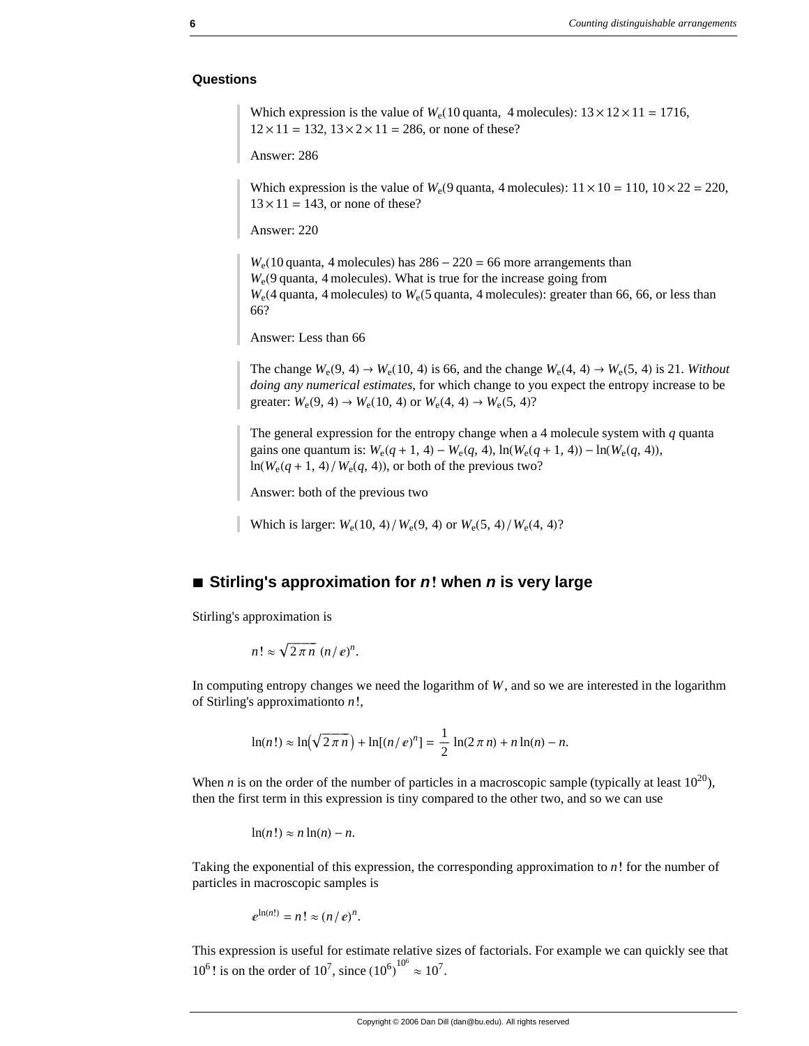**Questions**

> Which expression is the value of $W_e(10\text{ quanta},\ 4\text{ molecules})$: $13 \times 12 \times 11 = 1716$, $12 \times 11 = 132$, $13 \times 2 \times 11 = 286$, or none of these?
>
> Answer: 286

> Which expression is the value of $W_e(9\text{ quanta}, 4\text{ molecules})$: $11 \times 10 = 110$, $10 \times 22 = 220$, $13 \times 11 = 143$, or none of these?
>
> Answer: 220

> $W_e(10\text{ quanta}, 4\text{ molecules})$ has $286 - 220 = 66$ more arrangements than $W_e(9\text{ quanta}, 4\text{ molecules})$. What is true for the increase going from $W_e(4\text{ quanta}, 4\text{ molecules})$ to $W_e(5\text{ quanta}, 4\text{ molecules})$: greater than 66, 66, or less than 66?
>
> Answer: Less than 66

> The change $W_e(9, 4) \to W_e(10, 4)$ is 66, and the change $W_e(4, 4) \to W_e(5, 4)$ is 21. *Without doing any numerical estimates*, for which change to you expect the entropy increase to be greater: $W_e(9, 4) \to W_e(10, 4)$ or $W_e(4, 4) \to W_e(5, 4)$?

> The general expression for the entropy change when a 4 molecule system with $q$ quanta gains one quantum is: $W_e(q + 1, 4) - W_e(q, 4)$, $\ln(W_e(q + 1, 4)) - \ln(W_e(q, 4))$, $\ln(W_e(q + 1, 4) / W_e(q, 4))$, or both of the previous two?
>
> Answer: both of the previous two

> Which is larger: $W_e(10, 4) / W_e(9, 4)$ or $W_e(5, 4) / W_e(4, 4)$?

## ■ Stirling's approximation for *n*! when *n* is very large

Stirling's approximation is

$$n! \approx \sqrt{2 \pi n}\ (n / e)^n.$$

In computing entropy changes we need the logarithm of $W$, and so we are interested in the logarithm of Stirling's approximationto $n!$,

$$\ln(n!) \approx \ln\left(\sqrt{2 \pi n}\right) + \ln[(n / e)^n] = \frac{1}{2} \ln(2 \pi n) + n \ln(n) - n.$$

When $n$ is on the order of the number of particles in a macroscopic sample (typically at least $10^{20}$), then the first term in this expression is tiny compared to the other two, and so we can use

$$\ln(n!) \approx n \ln(n) - n.$$

Taking the exponential of this expression, the corresponding approximation to $n!$ for the number of particles in macroscopic samples is

$$e^{\ln(n!)} = n! \approx (n / e)^n.$$

This expression is useful for estimate relative sizes of factorials. For example we can quickly see that $10^6!$ is on the order of $10^7$, since $(10^6)^{10^6} \approx 10^7$.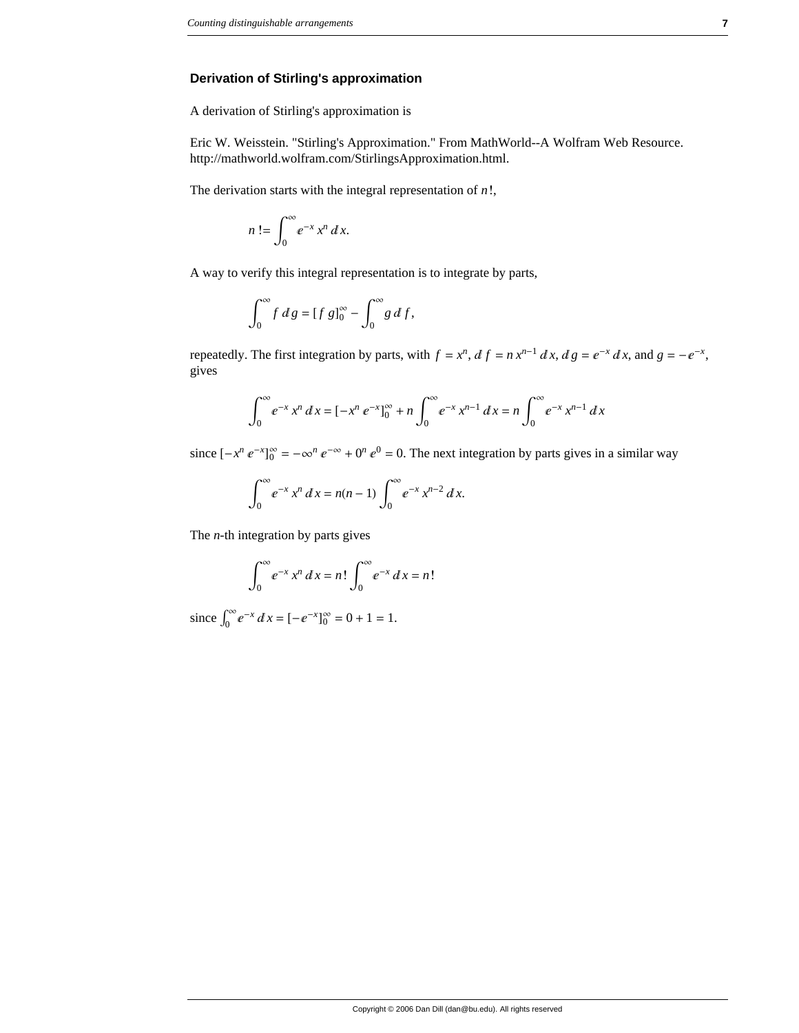### Derivation of Stirling's approximation

A derivation of Stirling's approximation is

Eric W. Weisstein. "Stirling's Approximation." From MathWorld--A Wolfram Web Resource. http://mathworld.wolfram.com/StirlingsApproximation.html.

The derivation starts with the integral representation of $n!$,

$$n\,! = \int_0^\infty e^{-x}\, x^n\, dx.$$

A way to verify this integral representation is to integrate by parts,

$$\int_0^\infty f\, dg = [f\, g]_0^\infty - \int_0^\infty g\, d\, f,$$

repeatedly. The first integration by parts, with $f = x^n$, $d\, f = n\, x^{n-1}\, dx$, $dg = e^{-x}\, dx$, and $g = -e^{-x}$, gives

$$\int_0^\infty e^{-x}\, x^n\, dx = [-x^n\, e^{-x}]_0^\infty + n \int_0^\infty e^{-x}\, x^{n-1}\, dx = n \int_0^\infty e^{-x}\, x^{n-1}\, dx$$

since $[-x^n\, e^{-x}]_0^\infty = -\infty^n\, e^{-\infty} + 0^n\, e^0 = 0$. The next integration by parts gives in a similar way

$$\int_0^\infty e^{-x}\, x^n\, dx = n(n-1) \int_0^\infty e^{-x}\, x^{n-2}\, dx.$$

The *n*-th integration by parts gives

$$\int_0^\infty e^{-x}\, x^n\, dx = n\,! \int_0^\infty e^{-x}\, dx = n\,!$$

since $\int_0^\infty e^{-x}\, dx = [-e^{-x}]_0^\infty = 0 + 1 = 1$.